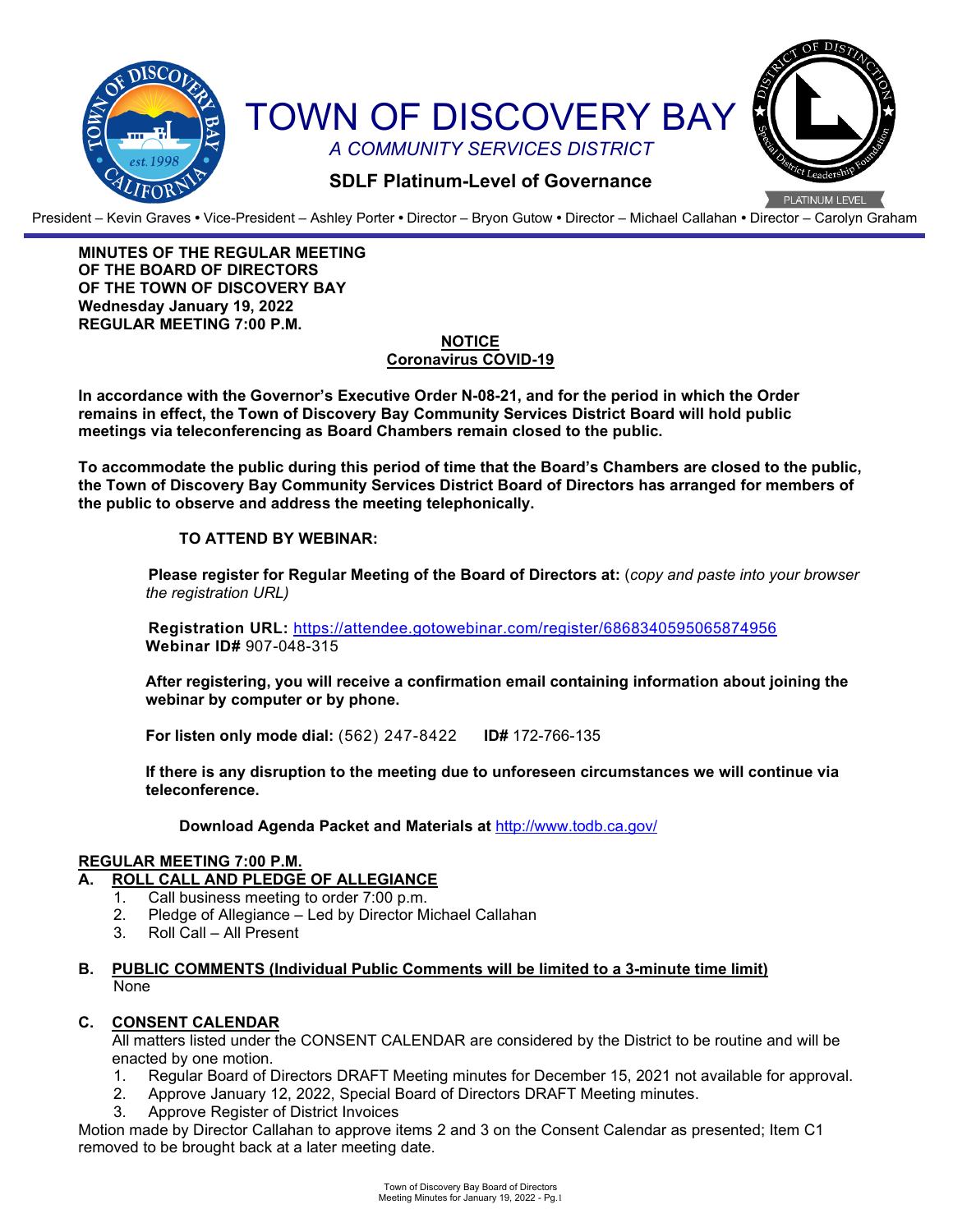# TOWN OF DISCOVERY BAY

*A COMMUNITY SERVICES DISTRICT*

**SDLF Platinum-Level of Governance**

President – Kevin Graves • Vice-President – Ashley Porter • Director – Bryon Gutow • Director – Michael Callahan • Director – Carolyn Graham

**MINUTES OF THE REGULAR MEETING**
**OF THE BOARD OF DIRECTORS**
**OF THE TOWN OF DISCOVERY BAY**
**Wednesday January 19, 2022**
**REGULAR MEETING 7:00 P.M.**

**NOTICE**
**Coronavirus COVID-19**

**In accordance with the Governor's Executive Order N-08-21, and for the period in which the Order remains in effect, the Town of Discovery Bay Community Services District Board will hold public meetings via teleconferencing as Board Chambers remain closed to the public.**

**To accommodate the public during this period of time that the Board's Chambers are closed to the public, the Town of Discovery Bay Community Services District Board of Directors has arranged for members of the public to observe and address the meeting telephonically.**

**TO ATTEND BY WEBINAR:**

**Please register for Regular Meeting of the Board of Directors at:** (*copy and paste into your browser the registration URL)*

**Registration URL:** https://attendee.gotowebinar.com/register/6868340595065874956
**Webinar ID#** 907-048-315

**After registering, you will receive a confirmation email containing information about joining the webinar by computer or by phone.**

**For listen only mode dial:** (562) 247-8422 **ID#** 172-766-135

**If there is any disruption to the meeting due to unforeseen circumstances we will continue via teleconference.**

**Download Agenda Packet and Materials at** http://www.todb.ca.gov/

## REGULAR MEETING 7:00 P.M.

### A. ROLL CALL AND PLEDGE OF ALLEGIANCE

1. Call business meeting to order 7:00 p.m.
2. Pledge of Allegiance – Led by Director Michael Callahan
3. Roll Call – All Present

### B. PUBLIC COMMENTS (Individual Public Comments will be limited to a 3-minute time limit)

None

### C. CONSENT CALENDAR

All matters listed under the CONSENT CALENDAR are considered by the District to be routine and will be enacted by one motion.

1. Regular Board of Directors DRAFT Meeting minutes for December 15, 2021 not available for approval.
2. Approve January 12, 2022, Special Board of Directors DRAFT Meeting minutes.
3. Approve Register of District Invoices

Motion made by Director Callahan to approve items 2 and 3 on the Consent Calendar as presented; Item C1 removed to be brought back at a later meeting date.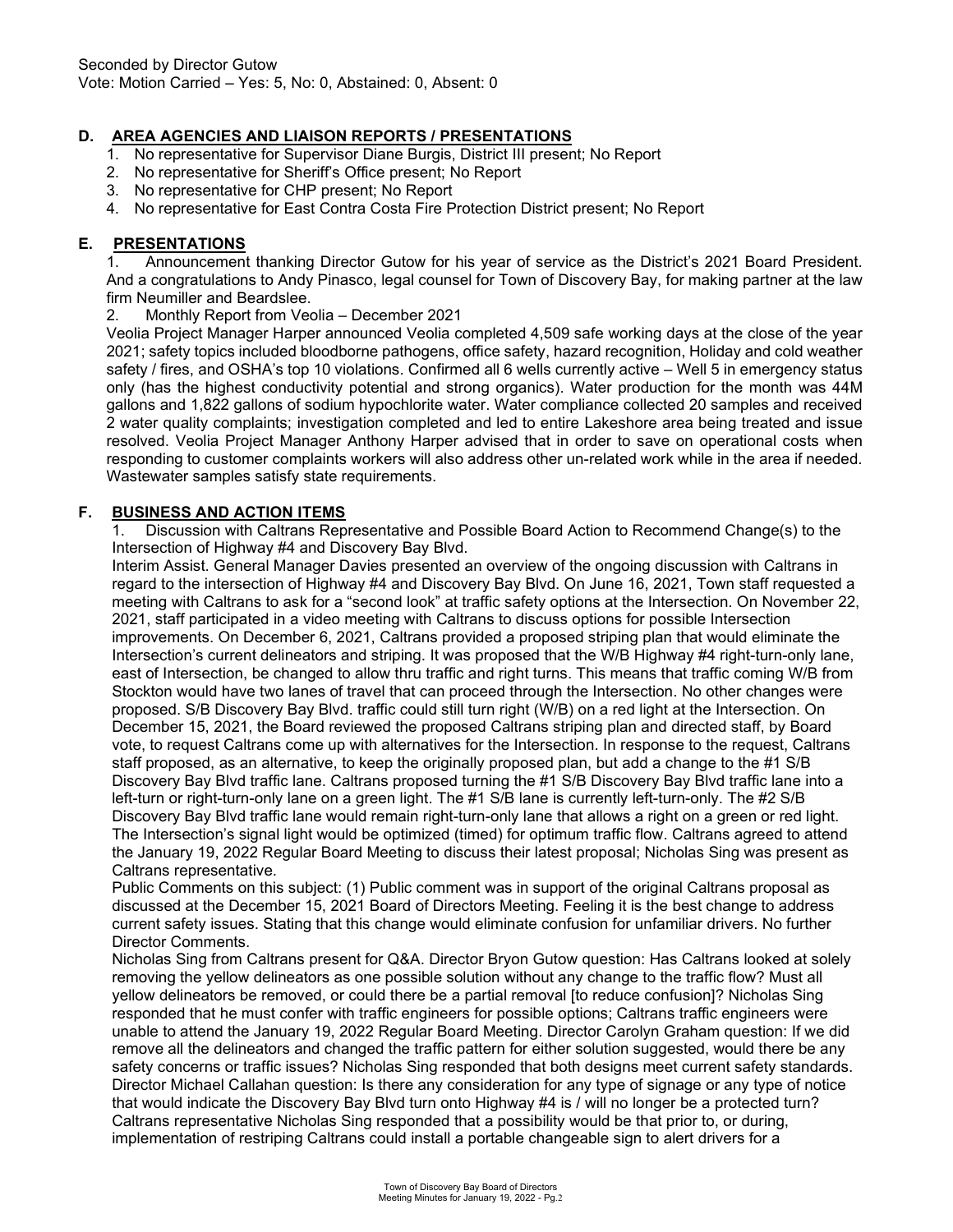Seconded by Director Gutow
Vote: Motion Carried – Yes: 5, No: 0, Abstained: 0, Absent: 0

## D. AREA AGENCIES AND LIAISON REPORTS / PRESENTATIONS

1. No representative for Supervisor Diane Burgis, District III present; No Report
2. No representative for Sheriff's Office present; No Report
3. No representative for CHP present; No Report
4. No representative for East Contra Costa Fire Protection District present; No Report

## E. PRESENTATIONS

1. Announcement thanking Director Gutow for his year of service as the District's 2021 Board President. And a congratulations to Andy Pinasco, legal counsel for Town of Discovery Bay, for making partner at the law firm Neumiller and Beardslee.
2. Monthly Report from Veolia – December 2021

Veolia Project Manager Harper announced Veolia completed 4,509 safe working days at the close of the year 2021; safety topics included bloodborne pathogens, office safety, hazard recognition, Holiday and cold weather safety / fires, and OSHA's top 10 violations. Confirmed all 6 wells currently active – Well 5 in emergency status only (has the highest conductivity potential and strong organics). Water production for the month was 44M gallons and 1,822 gallons of sodium hypochlorite water. Water compliance collected 20 samples and received 2 water quality complaints; investigation completed and led to entire Lakeshore area being treated and issue resolved. Veolia Project Manager Anthony Harper advised that in order to save on operational costs when responding to customer complaints workers will also address other un-related work while in the area if needed. Wastewater samples satisfy state requirements.

## F. BUSINESS AND ACTION ITEMS

1. Discussion with Caltrans Representative and Possible Board Action to Recommend Change(s) to the Intersection of Highway #4 and Discovery Bay Blvd.

Interim Assist. General Manager Davies presented an overview of the ongoing discussion with Caltrans in regard to the intersection of Highway #4 and Discovery Bay Blvd. On June 16, 2021, Town staff requested a meeting with Caltrans to ask for a "second look" at traffic safety options at the Intersection. On November 22, 2021, staff participated in a video meeting with Caltrans to discuss options for possible Intersection improvements. On December 6, 2021, Caltrans provided a proposed striping plan that would eliminate the Intersection's current delineators and striping. It was proposed that the W/B Highway #4 right-turn-only lane, east of Intersection, be changed to allow thru traffic and right turns. This means that traffic coming W/B from Stockton would have two lanes of travel that can proceed through the Intersection. No other changes were proposed. S/B Discovery Bay Blvd. traffic could still turn right (W/B) on a red light at the Intersection. On December 15, 2021, the Board reviewed the proposed Caltrans striping plan and directed staff, by Board vote, to request Caltrans come up with alternatives for the Intersection. In response to the request, Caltrans staff proposed, as an alternative, to keep the originally proposed plan, but add a change to the #1 S/B Discovery Bay Blvd traffic lane. Caltrans proposed turning the #1 S/B Discovery Bay Blvd traffic lane into a left-turn or right-turn-only lane on a green light. The #1 S/B lane is currently left-turn-only. The #2 S/B Discovery Bay Blvd traffic lane would remain right-turn-only lane that allows a right on a green or red light. The Intersection's signal light would be optimized (timed) for optimum traffic flow. Caltrans agreed to attend the January 19, 2022 Regular Board Meeting to discuss their latest proposal; Nicholas Sing was present as Caltrans representative.

Public Comments on this subject: (1) Public comment was in support of the original Caltrans proposal as discussed at the December 15, 2021 Board of Directors Meeting. Feeling it is the best change to address current safety issues. Stating that this change would eliminate confusion for unfamiliar drivers. No further Director Comments.

Nicholas Sing from Caltrans present for Q&A. Director Bryon Gutow question: Has Caltrans looked at solely removing the yellow delineators as one possible solution without any change to the traffic flow? Must all yellow delineators be removed, or could there be a partial removal [to reduce confusion]? Nicholas Sing responded that he must confer with traffic engineers for possible options; Caltrans traffic engineers were unable to attend the January 19, 2022 Regular Board Meeting. Director Carolyn Graham question: If we did remove all the delineators and changed the traffic pattern for either solution suggested, would there be any safety concerns or traffic issues? Nicholas Sing responded that both designs meet current safety standards. Director Michael Callahan question: Is there any consideration for any type of signage or any type of notice that would indicate the Discovery Bay Blvd turn onto Highway #4 is / will no longer be a protected turn? Caltrans representative Nicholas Sing responded that a possibility would be that prior to, or during, implementation of restriping Caltrans could install a portable changeable sign to alert drivers for a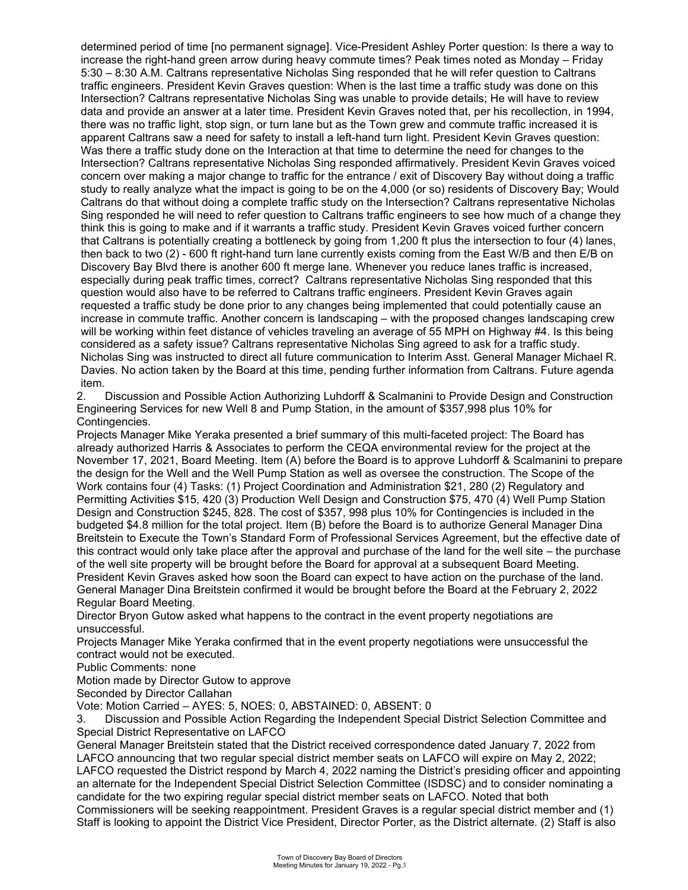determined period of time [no permanent signage]. Vice-President Ashley Porter question: Is there a way to increase the right-hand green arrow during heavy commute times? Peak times noted as Monday – Friday 5:30 – 8:30 A.M. Caltrans representative Nicholas Sing responded that he will refer question to Caltrans traffic engineers. President Kevin Graves question: When is the last time a traffic study was done on this Intersection? Caltrans representative Nicholas Sing was unable to provide details; He will have to review data and provide an answer at a later time. President Kevin Graves noted that, per his recollection, in 1994, there was no traffic light, stop sign, or turn lane but as the Town grew and commute traffic increased it is apparent Caltrans saw a need for safety to install a left-hand turn light. President Kevin Graves question: Was there a traffic study done on the Interaction at that time to determine the need for changes to the Intersection? Caltrans representative Nicholas Sing responded affirmatively. President Kevin Graves voiced concern over making a major change to traffic for the entrance / exit of Discovery Bay without doing a traffic study to really analyze what the impact is going to be on the 4,000 (or so) residents of Discovery Bay; Would Caltrans do that without doing a complete traffic study on the Intersection? Caltrans representative Nicholas Sing responded he will need to refer question to Caltrans traffic engineers to see how much of a change they think this is going to make and if it warrants a traffic study. President Kevin Graves voiced further concern that Caltrans is potentially creating a bottleneck by going from 1,200 ft plus the intersection to four (4) lanes, then back to two (2) - 600 ft right-hand turn lane currently exists coming from the East W/B and then E/B on Discovery Bay Blvd there is another 600 ft merge lane. Whenever you reduce lanes traffic is increased, especially during peak traffic times, correct? Caltrans representative Nicholas Sing responded that this question would also have to be referred to Caltrans traffic engineers. President Kevin Graves again requested a traffic study be done prior to any changes being implemented that could potentially cause an increase in commute traffic. Another concern is landscaping – with the proposed changes landscaping crew will be working within feet distance of vehicles traveling an average of 55 MPH on Highway #4. Is this being considered as a safety issue? Caltrans representative Nicholas Sing agreed to ask for a traffic study. Nicholas Sing was instructed to direct all future communication to Interim Asst. General Manager Michael R. Davies. No action taken by the Board at this time, pending further information from Caltrans. Future agenda item.

2. Discussion and Possible Action Authorizing Luhdorff & Scalmanini to Provide Design and Construction Engineering Services for new Well 8 and Pump Station, in the amount of $357,998 plus 10% for Contingencies.

Projects Manager Mike Yeraka presented a brief summary of this multi-faceted project: The Board has already authorized Harris & Associates to perform the CEQA environmental review for the project at the November 17, 2021, Board Meeting. Item (A) before the Board is to approve Luhdorff & Scalmanini to prepare the design for the Well and the Well Pump Station as well as oversee the construction. The Scope of the Work contains four (4) Tasks: (1) Project Coordination and Administration $21, 280 (2) Regulatory and Permitting Activities $15, 420 (3) Production Well Design and Construction $75, 470 (4) Well Pump Station Design and Construction $245, 828. The cost of $357, 998 plus 10% for Contingencies is included in the budgeted $4.8 million for the total project. Item (B) before the Board is to authorize General Manager Dina Breitstein to Execute the Town's Standard Form of Professional Services Agreement, but the effective date of this contract would only take place after the approval and purchase of the land for the well site – the purchase of the well site property will be brought before the Board for approval at a subsequent Board Meeting. President Kevin Graves asked how soon the Board can expect to have action on the purchase of the land. General Manager Dina Breitstein confirmed it would be brought before the Board at the February 2, 2022 Regular Board Meeting.

Director Bryon Gutow asked what happens to the contract in the event property negotiations are unsuccessful.

Projects Manager Mike Yeraka confirmed that in the event property negotiations were unsuccessful the contract would not be executed.

Public Comments: none

Motion made by Director Gutow to approve

Seconded by Director Callahan

Vote: Motion Carried – AYES: 5, NOES: 0, ABSTAINED: 0, ABSENT: 0

3. Discussion and Possible Action Regarding the Independent Special District Selection Committee and Special District Representative on LAFCO

General Manager Breitstein stated that the District received correspondence dated January 7, 2022 from LAFCO announcing that two regular special district member seats on LAFCO will expire on May 2, 2022; LAFCO requested the District respond by March 4, 2022 naming the District's presiding officer and appointing an alternate for the Independent Special District Selection Committee (ISDSC) and to consider nominating a candidate for the two expiring regular special district member seats on LAFCO. Noted that both Commissioners will be seeking reappointment. President Graves is a regular special district member and (1) Staff is looking to appoint the District Vice President, Director Porter, as the District alternate. (2) Staff is also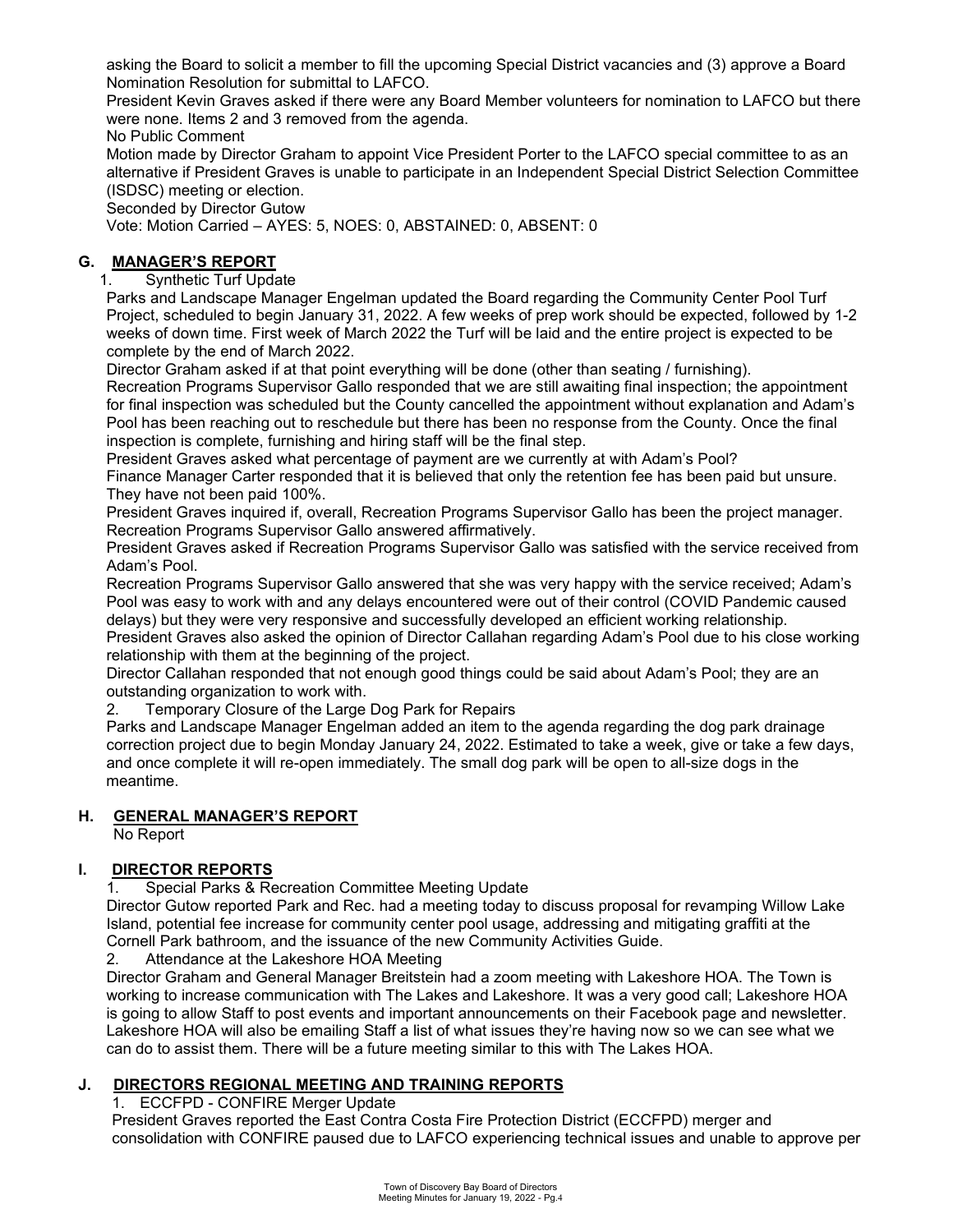asking the Board to solicit a member to fill the upcoming Special District vacancies and (3) approve a Board Nomination Resolution for submittal to LAFCO.

President Kevin Graves asked if there were any Board Member volunteers for nomination to LAFCO but there were none. Items 2 and 3 removed from the agenda.

No Public Comment

Motion made by Director Graham to appoint Vice President Porter to the LAFCO special committee to as an alternative if President Graves is unable to participate in an Independent Special District Selection Committee (ISDSC) meeting or election.

Seconded by Director Gutow

Vote: Motion Carried – AYES: 5, NOES: 0, ABSTAINED: 0, ABSENT: 0

## G. MANAGER'S REPORT

1. Synthetic Turf Update

Parks and Landscape Manager Engelman updated the Board regarding the Community Center Pool Turf Project, scheduled to begin January 31, 2022. A few weeks of prep work should be expected, followed by 1-2 weeks of down time. First week of March 2022 the Turf will be laid and the entire project is expected to be complete by the end of March 2022.

Director Graham asked if at that point everything will be done (other than seating / furnishing).

Recreation Programs Supervisor Gallo responded that we are still awaiting final inspection; the appointment for final inspection was scheduled but the County cancelled the appointment without explanation and Adam's Pool has been reaching out to reschedule but there has been no response from the County. Once the final inspection is complete, furnishing and hiring staff will be the final step.

President Graves asked what percentage of payment are we currently at with Adam's Pool?

Finance Manager Carter responded that it is believed that only the retention fee has been paid but unsure. They have not been paid 100%.

President Graves inquired if, overall, Recreation Programs Supervisor Gallo has been the project manager. Recreation Programs Supervisor Gallo answered affirmatively.

President Graves asked if Recreation Programs Supervisor Gallo was satisfied with the service received from Adam's Pool.

Recreation Programs Supervisor Gallo answered that she was very happy with the service received; Adam's Pool was easy to work with and any delays encountered were out of their control (COVID Pandemic caused delays) but they were very responsive and successfully developed an efficient working relationship.

President Graves also asked the opinion of Director Callahan regarding Adam's Pool due to his close working relationship with them at the beginning of the project.

Director Callahan responded that not enough good things could be said about Adam's Pool; they are an outstanding organization to work with.

2. Temporary Closure of the Large Dog Park for Repairs

Parks and Landscape Manager Engelman added an item to the agenda regarding the dog park drainage correction project due to begin Monday January 24, 2022. Estimated to take a week, give or take a few days, and once complete it will re-open immediately. The small dog park will be open to all-size dogs in the meantime.

## H. GENERAL MANAGER'S REPORT

No Report

## I. DIRECTOR REPORTS

1. Special Parks & Recreation Committee Meeting Update

Director Gutow reported Park and Rec. had a meeting today to discuss proposal for revamping Willow Lake Island, potential fee increase for community center pool usage, addressing and mitigating graffiti at the Cornell Park bathroom, and the issuance of the new Community Activities Guide.

2. Attendance at the Lakeshore HOA Meeting

Director Graham and General Manager Breitstein had a zoom meeting with Lakeshore HOA. The Town is working to increase communication with The Lakes and Lakeshore. It was a very good call; Lakeshore HOA is going to allow Staff to post events and important announcements on their Facebook page and newsletter. Lakeshore HOA will also be emailing Staff a list of what issues they're having now so we can see what we can do to assist them. There will be a future meeting similar to this with The Lakes HOA.

## J. DIRECTORS REGIONAL MEETING AND TRAINING REPORTS

1. ECCFPD - CONFIRE Merger Update

President Graves reported the East Contra Costa Fire Protection District (ECCFPD) merger and consolidation with CONFIRE paused due to LAFCO experiencing technical issues and unable to approve per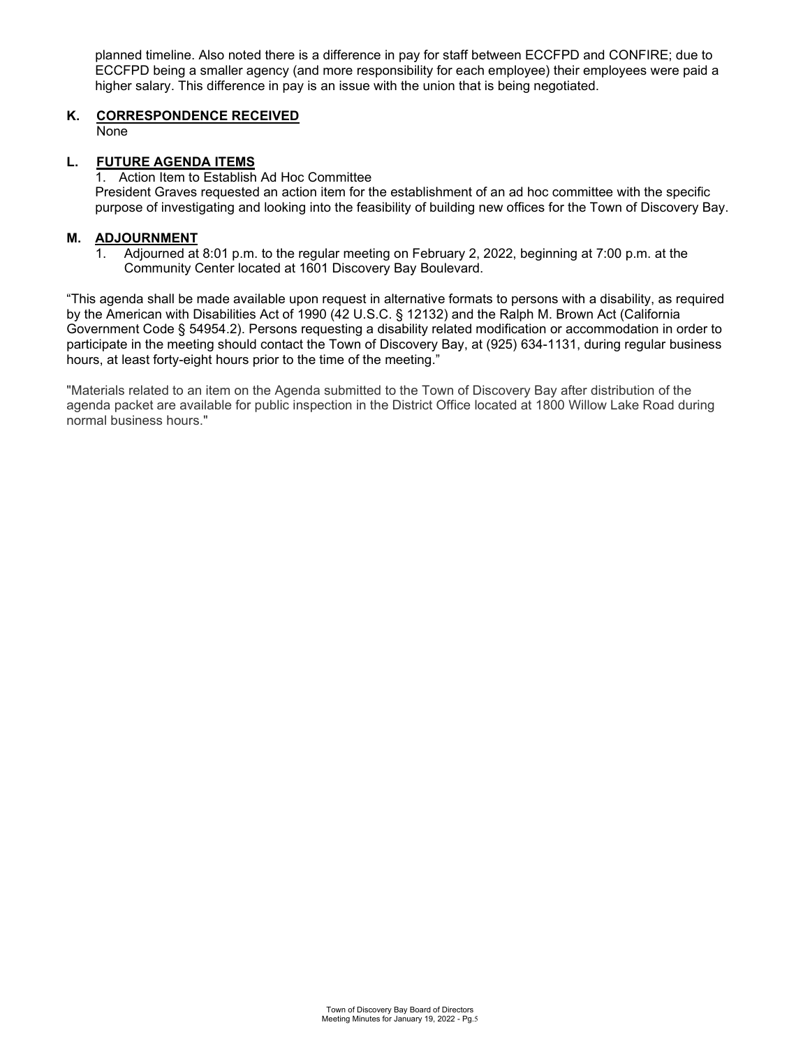planned timeline. Also noted there is a difference in pay for staff between ECCFPD and CONFIRE; due to ECCFPD being a smaller agency (and more responsibility for each employee) their employees were paid a higher salary. This difference in pay is an issue with the union that is being negotiated.

## K. CORRESPONDENCE RECEIVED

None

## L. FUTURE AGENDA ITEMS

1. Action Item to Establish Ad Hoc Committee

President Graves requested an action item for the establishment of an ad hoc committee with the specific purpose of investigating and looking into the feasibility of building new offices for the Town of Discovery Bay.

## M. ADJOURNMENT

1. Adjourned at 8:01 p.m. to the regular meeting on February 2, 2022, beginning at 7:00 p.m. at the Community Center located at 1601 Discovery Bay Boulevard.

"This agenda shall be made available upon request in alternative formats to persons with a disability, as required by the American with Disabilities Act of 1990 (42 U.S.C. § 12132) and the Ralph M. Brown Act (California Government Code § 54954.2). Persons requesting a disability related modification or accommodation in order to participate in the meeting should contact the Town of Discovery Bay, at (925) 634-1131, during regular business hours, at least forty-eight hours prior to the time of the meeting."

"Materials related to an item on the Agenda submitted to the Town of Discovery Bay after distribution of the agenda packet are available for public inspection in the District Office located at 1800 Willow Lake Road during normal business hours."